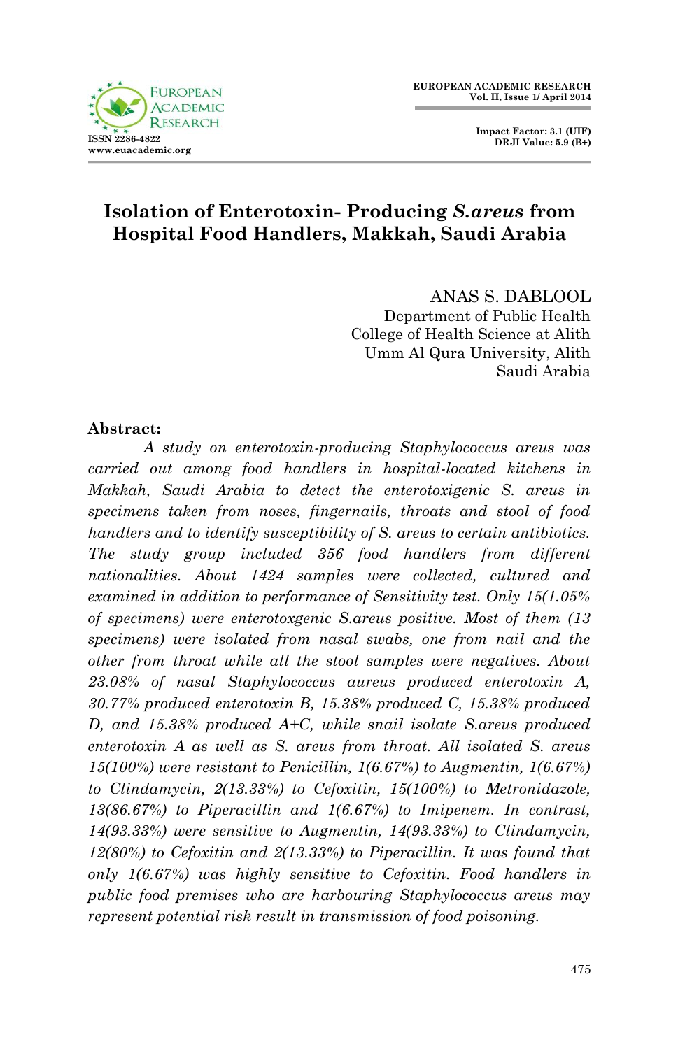# Isolation of Enterotoxin- Producing *S.areus* from Hospital Food Handlers, Makkah, Saudi Arabia

ANAS S. DABLOOL
Department of Public Health
College of Health Science at Alith
Umm Al Qura University, Alith
Saudi Arabia

**Abstract:**

*A study on enterotoxin-producing Staphylococcus areus was carried out among food handlers in hospital-located kitchens in Makkah, Saudi Arabia to detect the enterotoxigenic S. areus in specimens taken from noses, fingernails, throats and stool of food handlers and to identify susceptibility of S. areus to certain antibiotics. The study group included 356 food handlers from different nationalities. About 1424 samples were collected, cultured and examined in addition to performance of Sensitivity test. Only 15(1.05% of specimens) were enterotoxgenic S.areus positive. Most of them (13 specimens) were isolated from nasal swabs, one from nail and the other from throat while all the stool samples were negatives. About 23.08% of nasal Staphylococcus aureus produced enterotoxin A, 30.77% produced enterotoxin B, 15.38% produced C, 15.38% produced D, and 15.38% produced A+C, while snail isolate S.areus produced enterotoxin A as well as S. areus from throat. All isolated S. areus 15(100%) were resistant to Penicillin, 1(6.67%) to Augmentin, 1(6.67%) to Clindamycin, 2(13.33%) to Cefoxitin, 15(100%) to Metronidazole, 13(86.67%) to Piperacillin and 1(6.67%) to Imipenem. In contrast, 14(93.33%) were sensitive to Augmentin, 14(93.33%) to Clindamycin, 12(80%) to Cefoxitin and 2(13.33%) to Piperacillin. It was found that only 1(6.67%) was highly sensitive to Cefoxitin. Food handlers in public food premises who are harbouring Staphylococcus areus may represent potential risk result in transmission of food poisoning.*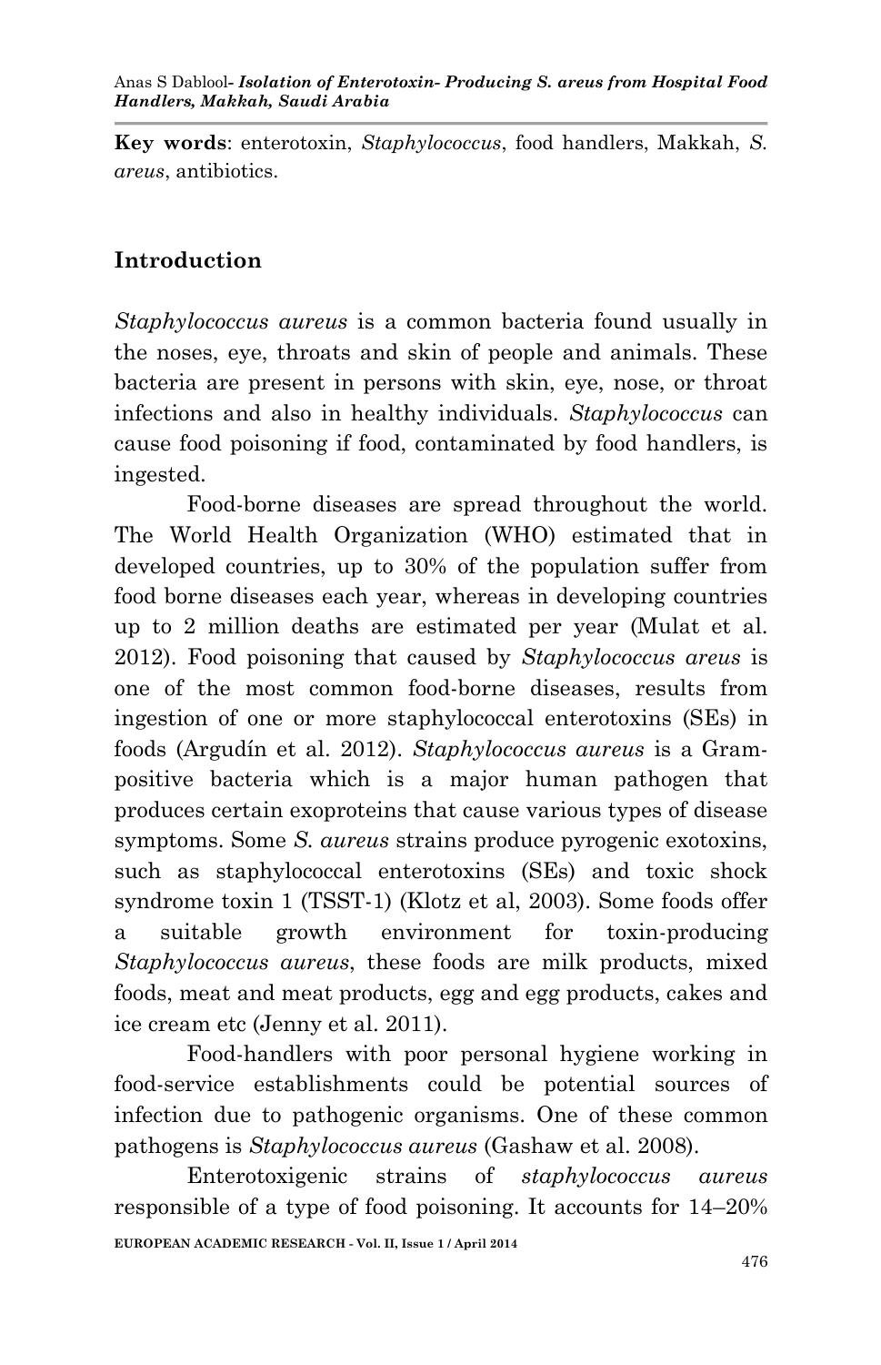**Key words**: enterotoxin, *Staphylococcus*, food handlers, Makkah, *S. areus*, antibiotics.

## Introduction

*Staphylococcus aureus* is a common bacteria found usually in the noses, eye, throats and skin of people and animals. These bacteria are present in persons with skin, eye, nose, or throat infections and also in healthy individuals. *Staphylococcus* can cause food poisoning if food, contaminated by food handlers, is ingested.

Food-borne diseases are spread throughout the world. The World Health Organization (WHO) estimated that in developed countries, up to 30% of the population suffer from food borne diseases each year, whereas in developing countries up to 2 million deaths are estimated per year (Mulat et al. 2012). Food poisoning that caused by *Staphylococcus areus* is one of the most common food-borne diseases, results from ingestion of one or more staphylococcal enterotoxins (SEs) in foods (Argudín et al. 2012). *Staphylococcus aureus* is a Gram-positive bacteria which is a major human pathogen that produces certain exoproteins that cause various types of disease symptoms. Some *S. aureus* strains produce pyrogenic exotoxins, such as staphylococcal enterotoxins (SEs) and toxic shock syndrome toxin 1 (TSST-1) (Klotz et al, 2003). Some foods offer a suitable growth environment for toxin-producing *Staphylococcus aureus*, these foods are milk products, mixed foods, meat and meat products, egg and egg products, cakes and ice cream etc (Jenny et al. 2011).

Food-handlers with poor personal hygiene working in food-service establishments could be potential sources of infection due to pathogenic organisms. One of these common pathogens is *Staphylococcus aureus* (Gashaw et al. 2008).

Enterotoxigenic strains of *staphylococcus aureus* responsible of a type of food poisoning. It accounts for 14–20%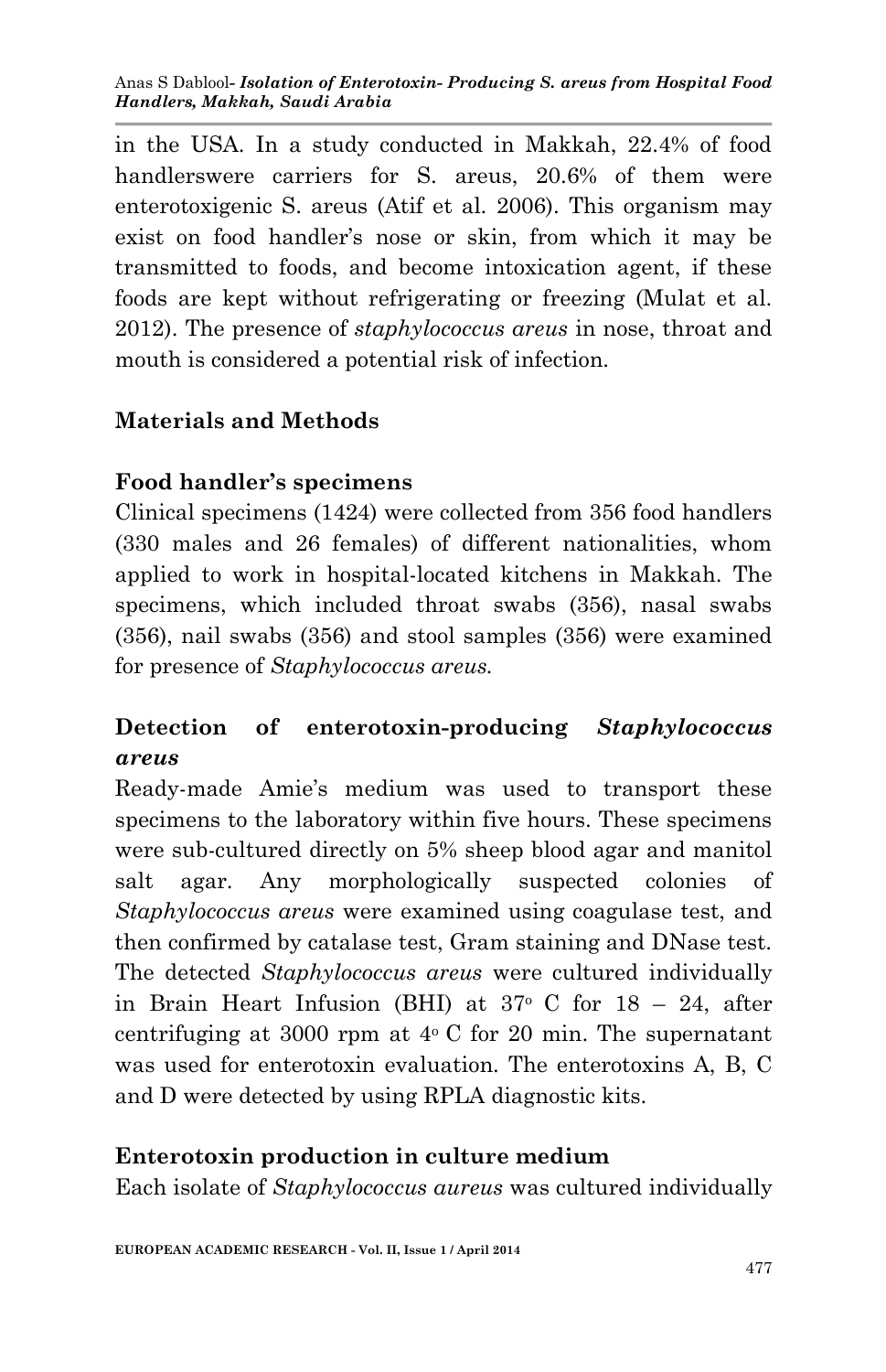in the USA. In a study conducted in Makkah, 22.4% of food handlerswere carriers for S. areus, 20.6% of them were enterotoxigenic S. areus (Atif et al. 2006). This organism may exist on food handler's nose or skin, from which it may be transmitted to foods, and become intoxication agent, if these foods are kept without refrigerating or freezing (Mulat et al. 2012). The presence of *staphylococcus areus* in nose, throat and mouth is considered a potential risk of infection.

## Materials and Methods

### Food handler's specimens

Clinical specimens (1424) were collected from 356 food handlers (330 males and 26 females) of different nationalities, whom applied to work in hospital-located kitchens in Makkah. The specimens, which included throat swabs (356), nasal swabs (356), nail swabs (356) and stool samples (356) were examined for presence of *Staphylococcus areus.*

### Detection of enterotoxin-producing *Staphylococcus areus*

Ready-made Amie's medium was used to transport these specimens to the laboratory within five hours. These specimens were sub-cultured directly on 5% sheep blood agar and manitol salt agar. Any morphologically suspected colonies of *Staphylococcus areus* were examined using coagulase test, and then confirmed by catalase test, Gram staining and DNase test. The detected *Staphylococcus areus* were cultured individually in Brain Heart Infusion (BHI) at $37^{o}$ C for 18 – 24, after centrifuging at 3000 rpm at $4^{o}$ C for 20 min. The supernatant was used for enterotoxin evaluation. The enterotoxins A, B, C and D were detected by using RPLA diagnostic kits.

### Enterotoxin production in culture medium

Each isolate of *Staphylococcus aureus* was cultured individually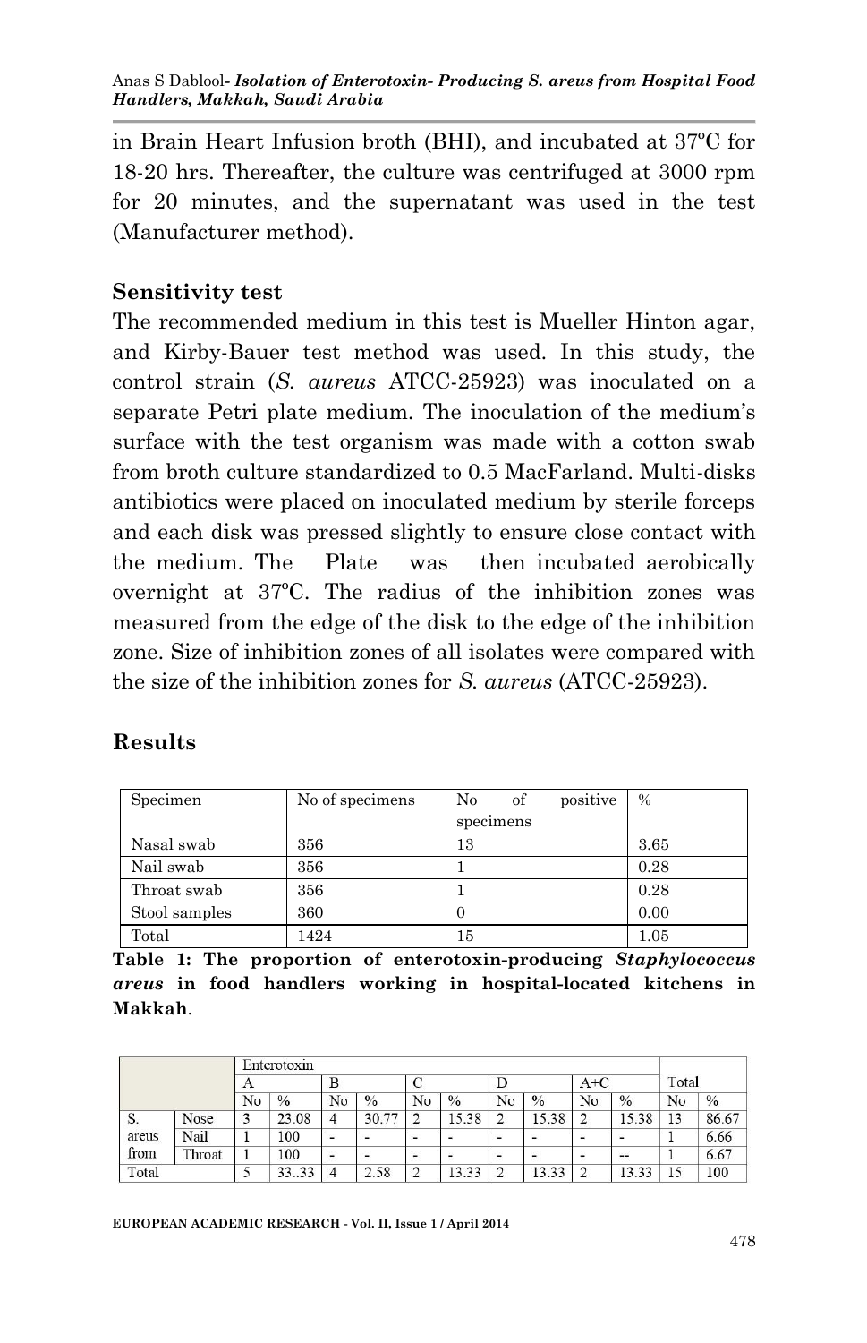in Brain Heart Infusion broth (BHI), and incubated at 37ºC for 18-20 hrs. Thereafter, the culture was centrifuged at 3000 rpm for 20 minutes, and the supernatant was used in the test (Manufacturer method).

**Sensitivity test**

The recommended medium in this test is Mueller Hinton agar, and Kirby-Bauer test method was used. In this study, the control strain (*S. aureus* ATCC-25923) was inoculated on a separate Petri plate medium. The inoculation of the medium's surface with the test organism was made with a cotton swab from broth culture standardized to 0.5 MacFarland. Multi-disks antibiotics were placed on inoculated medium by sterile forceps and each disk was pressed slightly to ensure close contact with the medium. The Plate was then incubated aerobically overnight at 37ºC. The radius of the inhibition zones was measured from the edge of the disk to the edge of the inhibition zone. Size of inhibition zones of all isolates were compared with the size of the inhibition zones for *S. aureus* (ATCC-25923).

## Results

| Specimen | No of specimens | No of positive specimens | % |
|---|---|---|---|
| Nasal swab | 356 | 13 | 3.65 |
| Nail swab | 356 | 1 | 0.28 |
| Throat swab | 356 | 1 | 0.28 |
| Stool samples | 360 | 0 | 0.00 |
| Total | 1424 | 15 | 1.05 |

**Table 1: The proportion of enterotoxin-producing *Staphylococcus areus* in food handlers working in hospital-located kitchens in Makkah**.

| | | Enterotoxin | | | | | | | | | | Total | |
|---|---|---|---|---|---|---|---|---|---|---|---|---|---|
| | | A | | B | | C | | D | | A+C | | | |
| | | No | % | No | % | No | % | No | % | No | % | No | % |
| S. areus from | Nose | 3 | 23.08 | 4 | 30.77 | 2 | 15.38 | 2 | 15.38 | 2 | 15.38 | 13 | 86.67 |
| | Nail | 1 | 100 | - | - | - | - | - | - | - | - | 1 | 6.66 |
| | Throat | 1 | 100 | - | - | - | - | - | - | - | -- | 1 | 6.67 |
| Total | | 5 | 33..33 | 4 | 2.58 | 2 | 13.33 | 2 | 13.33 | 2 | 13.33 | 15 | 100 |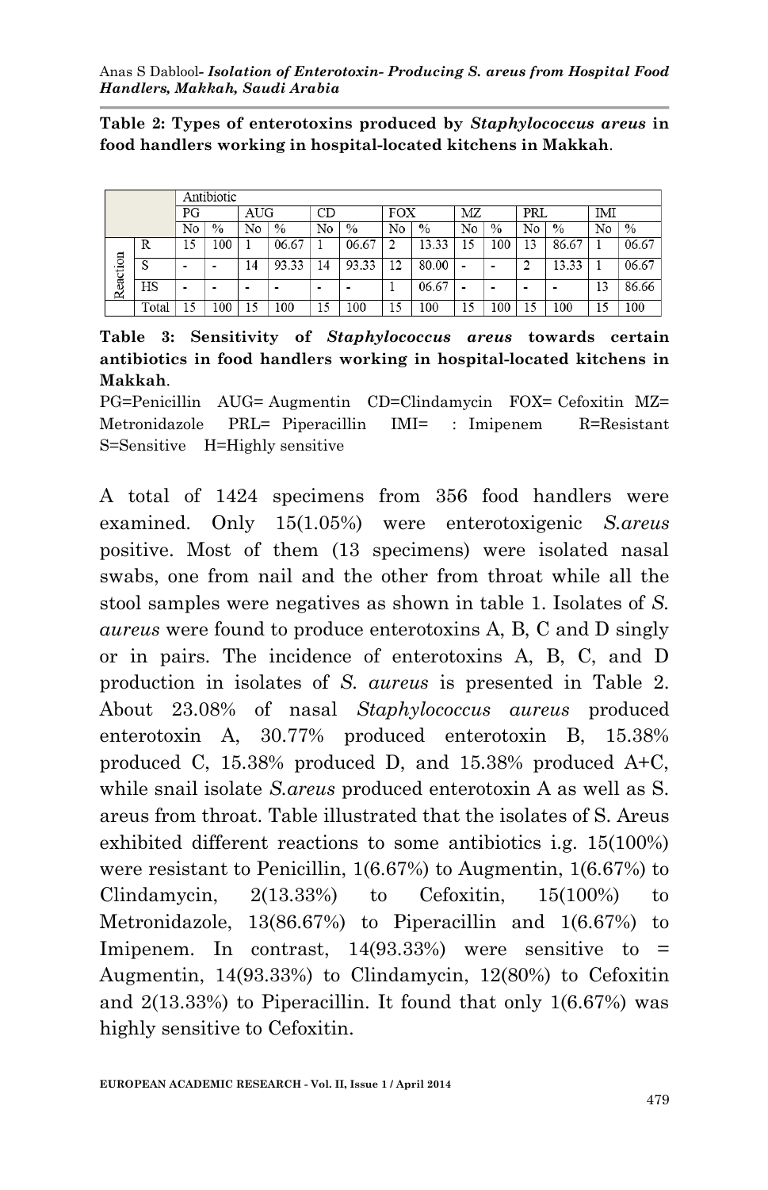**Table 2: Types of enterotoxins produced by *Staphylococcus areus* in food handlers working in hospital-located kitchens in Makkah**.

| | | Antibiotic | | | | | | | | | | | | | |
|---|---|---|---|---|---|---|---|---|---|---|---|---|---|---|---|
| | | PG | | AUG | | CD | | FOX | | MZ | | PRL | | IMI | |
| | | No | % | No | % | No | % | No | % | No | % | No | % | No | % |
| Reaction | R | 15 | 100 | 1 | 06.67 | 1 | 06.67 | 2 | 13.33 | 15 | 100 | 13 | 86.67 | 1 | 06.67 |
| | S | - | - | 14 | 93.33 | 14 | 93.33 | 12 | 80.00 | - | - | 2 | 13.33 | 1 | 06.67 |
| | HS | - | - | - | - | - | - | 1 | 06.67 | - | - | - | - | 13 | 86.66 |
| | Total | 15 | 100 | 15 | 100 | 15 | 100 | 15 | 100 | 15 | 100 | 15 | 100 | 15 | 100 |

**Table 3: Sensitivity of *Staphylococcus areus* towards certain antibiotics in food handlers working in hospital-located kitchens in Makkah**.

PG=Penicillin AUG= Augmentin CD=Clindamycin FOX= Cefoxitin MZ= Metronidazole PRL= Piperacillin IMI= : Imipenem R=Resistant S=Sensitive H=Highly sensitive

A total of 1424 specimens from 356 food handlers were examined. Only 15(1.05%) were enterotoxigenic *S.areus* positive. Most of them (13 specimens) were isolated nasal swabs, one from nail and the other from throat while all the stool samples were negatives as shown in table 1. Isolates of *S. aureus* were found to produce enterotoxins A, B, C and D singly or in pairs. The incidence of enterotoxins A, B, C, and D production in isolates of *S. aureus* is presented in Table 2. About 23.08% of nasal *Staphylococcus aureus* produced enterotoxin A, 30.77% produced enterotoxin B, 15.38% produced C, 15.38% produced D, and 15.38% produced A+C, while snail isolate *S.areus* produced enterotoxin A as well as S. areus from throat. Table illustrated that the isolates of S. Areus exhibited different reactions to some antibiotics i.g. 15(100%) were resistant to Penicillin, 1(6.67%) to Augmentin, 1(6.67%) to Clindamycin, 2(13.33%) to Cefoxitin, 15(100%) to Metronidazole, 13(86.67%) to Piperacillin and 1(6.67%) to Imipenem. In contrast, 14(93.33%) were sensitive to = Augmentin, 14(93.33%) to Clindamycin, 12(80%) to Cefoxitin and 2(13.33%) to Piperacillin. It found that only 1(6.67%) was highly sensitive to Cefoxitin.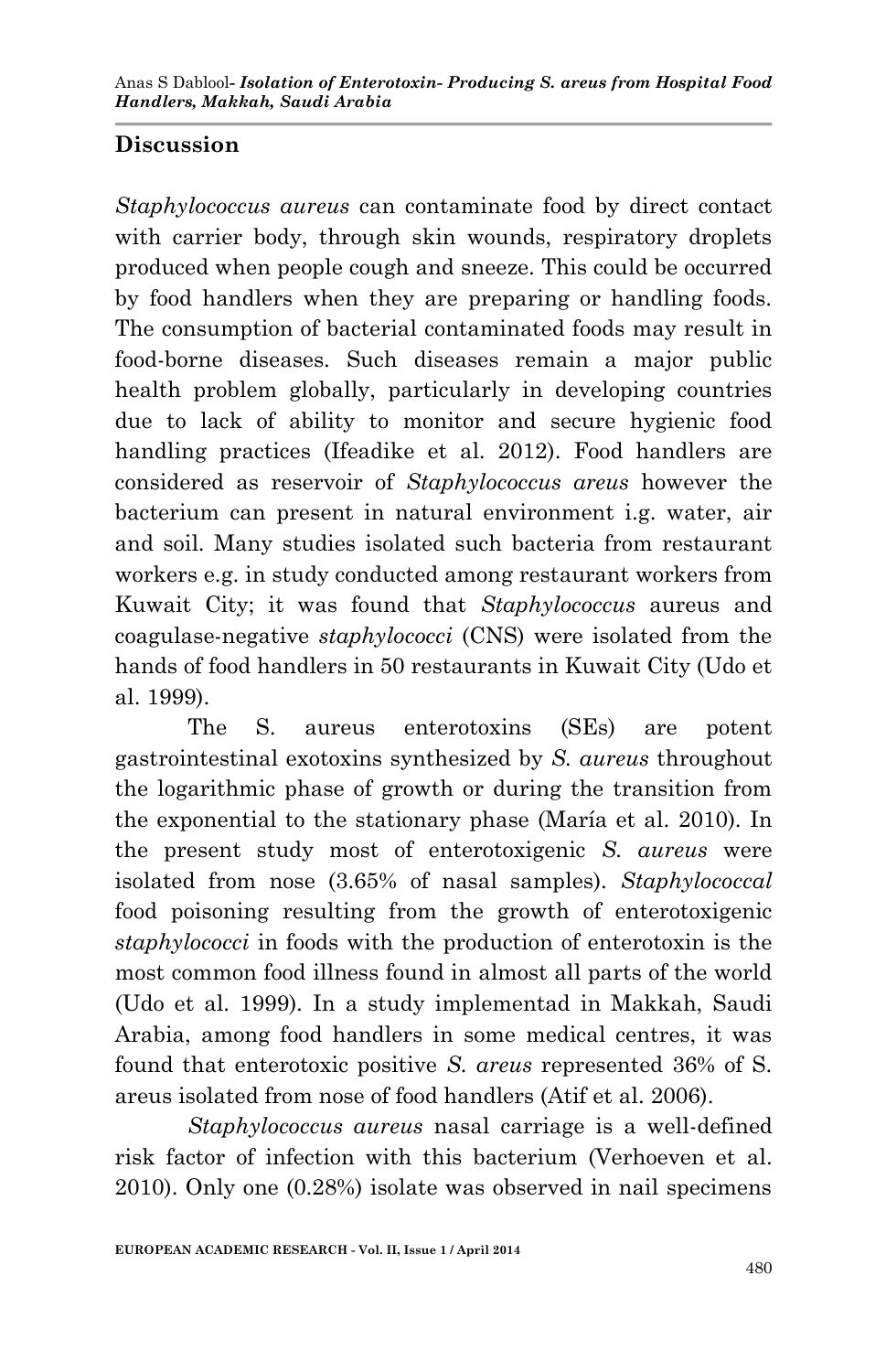## Discussion

*Staphylococcus aureus* can contaminate food by direct contact with carrier body, through skin wounds, respiratory droplets produced when people cough and sneeze. This could be occurred by food handlers when they are preparing or handling foods. The consumption of bacterial contaminated foods may result in food-borne diseases. Such diseases remain a major public health problem globally, particularly in developing countries due to lack of ability to monitor and secure hygienic food handling practices (Ifeadike et al. 2012). Food handlers are considered as reservoir of *Staphylococcus areus* however the bacterium can present in natural environment i.g. water, air and soil. Many studies isolated such bacteria from restaurant workers e.g. in study conducted among restaurant workers from Kuwait City; it was found that *Staphylococcus* aureus and coagulase-negative *staphylococci* (CNS) were isolated from the hands of food handlers in 50 restaurants in Kuwait City (Udo et al. 1999).

The S. aureus enterotoxins (SEs) are potent gastrointestinal exotoxins synthesized by *S. aureus* throughout the logarithmic phase of growth or during the transition from the exponential to the stationary phase (María et al. 2010). In the present study most of enterotoxigenic *S. aureus* were isolated from nose (3.65% of nasal samples). *Staphylococcal* food poisoning resulting from the growth of enterotoxigenic *staphylococci* in foods with the production of enterotoxin is the most common food illness found in almost all parts of the world (Udo et al. 1999). In a study implementad in Makkah, Saudi Arabia, among food handlers in some medical centres, it was found that enterotoxic positive *S. areus* represented 36% of S. areus isolated from nose of food handlers (Atif et al. 2006).

*Staphylococcus aureus* nasal carriage is a well-defined risk factor of infection with this bacterium (Verhoeven et al. 2010). Only one (0.28%) isolate was observed in nail specimens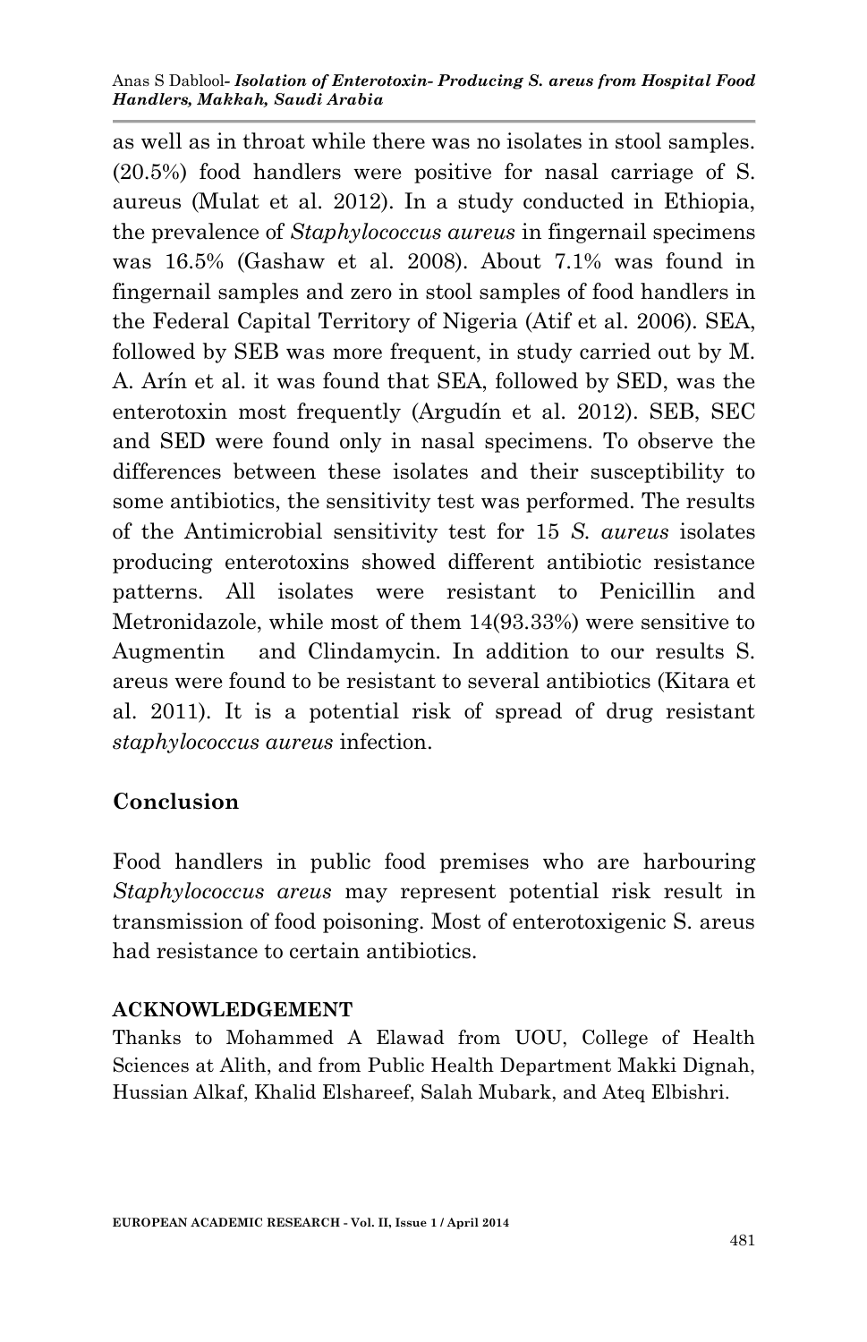as well as in throat while there was no isolates in stool samples. (20.5%) food handlers were positive for nasal carriage of S. aureus (Mulat et al. 2012). In a study conducted in Ethiopia, the prevalence of *Staphylococcus aureus* in fingernail specimens was 16.5% (Gashaw et al. 2008). About 7.1% was found in fingernail samples and zero in stool samples of food handlers in the Federal Capital Territory of Nigeria (Atif et al. 2006). SEA, followed by SEB was more frequent, in study carried out by M. A. Arín et al. it was found that SEA, followed by SED, was the enterotoxin most frequently (Argudín et al. 2012). SEB, SEC and SED were found only in nasal specimens. To observe the differences between these isolates and their susceptibility to some antibiotics, the sensitivity test was performed. The results of the Antimicrobial sensitivity test for 15 *S. aureus* isolates producing enterotoxins showed different antibiotic resistance patterns. All isolates were resistant to Penicillin and Metronidazole, while most of them 14(93.33%) were sensitive to Augmentin and Clindamycin. In addition to our results S. areus were found to be resistant to several antibiotics (Kitara et al. 2011). It is a potential risk of spread of drug resistant *staphylococcus aureus* infection.

## Conclusion

Food handlers in public food premises who are harbouring *Staphylococcus areus* may represent potential risk result in transmission of food poisoning. Most of enterotoxigenic S. areus had resistance to certain antibiotics.

### ACKNOWLEDGEMENT

Thanks to Mohammed A Elawad from UOU, College of Health Sciences at Alith, and from Public Health Department Makki Dignah, Hussian Alkaf, Khalid Elshareef, Salah Mubark, and Ateq Elbishri.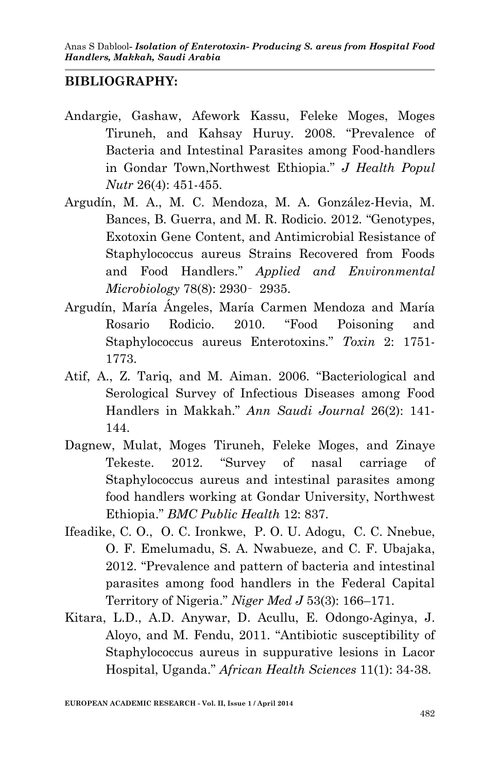## BIBLIOGRAPHY:

Andargie, Gashaw, Afework Kassu, Feleke Moges, Moges Tiruneh, and Kahsay Huruy. 2008. "Prevalence of Bacteria and Intestinal Parasites among Food-handlers in Gondar Town,Northwest Ethiopia." *J Health Popul Nutr* 26(4): 451-455.

Argudín, M. A., M. C. Mendoza, M. A. González-Hevia, M. Bances, B. Guerra, and M. R. Rodicio. 2012. "Genotypes, Exotoxin Gene Content, and Antimicrobial Resistance of Staphylococcus aureus Strains Recovered from Foods and Food Handlers." *Applied and Environmental Microbiology* 78(8): 2930‑ 2935.

Argudín, María Ángeles, María Carmen Mendoza and María Rosario Rodicio. 2010. "Food Poisoning and Staphylococcus aureus Enterotoxins." *Toxin* 2: 1751-1773.

Atif, A., Z. Tariq, and M. Aiman. 2006. "Bacteriological and Serological Survey of Infectious Diseases among Food Handlers in Makkah." *Ann Saudi Journal* 26(2): 141-144.

Dagnew, Mulat, Moges Tiruneh, Feleke Moges, and Zinaye Tekeste. 2012. "Survey of nasal carriage of Staphylococcus aureus and intestinal parasites among food handlers working at Gondar University, Northwest Ethiopia." *BMC Public Health* 12: 837.

Ifeadike, C. O., O. C. Ironkwe, P. O. U. Adogu, C. C. Nnebue, O. F. Emelumadu, S. A. Nwabueze, and C. F. Ubajaka, 2012. "Prevalence and pattern of bacteria and intestinal parasites among food handlers in the Federal Capital Territory of Nigeria." *Niger Med J* 53(3): 166–171.

Kitara, L.D., A.D. Anywar, D. Acullu, E. Odongo-Aginya, J. Aloyo, and M. Fendu, 2011. "Antibiotic susceptibility of Staphylococcus aureus in suppurative lesions in Lacor Hospital, Uganda." *African Health Sciences* 11(1): 34-38.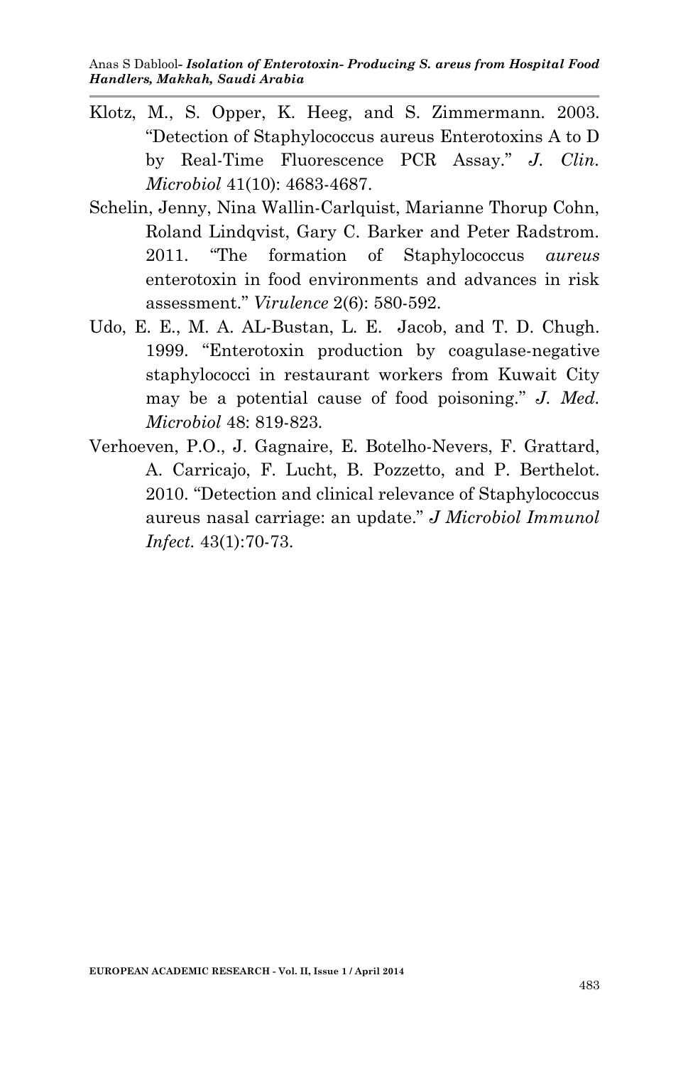Klotz, M., S. Opper, K. Heeg, and S. Zimmermann. 2003. "Detection of Staphylococcus aureus Enterotoxins A to D by Real-Time Fluorescence PCR Assay." *J. Clin. Microbiol* 41(10): 4683-4687.

Schelin, Jenny, Nina Wallin-Carlquist, Marianne Thorup Cohn, Roland Lindqvist, Gary C. Barker and Peter Radstrom. 2011. "The formation of Staphylococcus *aureus* enterotoxin in food environments and advances in risk assessment." *Virulence* 2(6): 580-592.

Udo, E. E., M. A. AL-Bustan, L. E. Jacob, and T. D. Chugh. 1999. "Enterotoxin production by coagulase-negative staphylococci in restaurant workers from Kuwait City may be a potential cause of food poisoning." *J. Med. Microbiol* 48: 819-823.

Verhoeven, P.O., J. Gagnaire, E. Botelho-Nevers, F. Grattard, A. Carricajo, F. Lucht, B. Pozzetto, and P. Berthelot. 2010. "Detection and clinical relevance of Staphylococcus aureus nasal carriage: an update." *J Microbiol Immunol Infect.* 43(1):70-73.